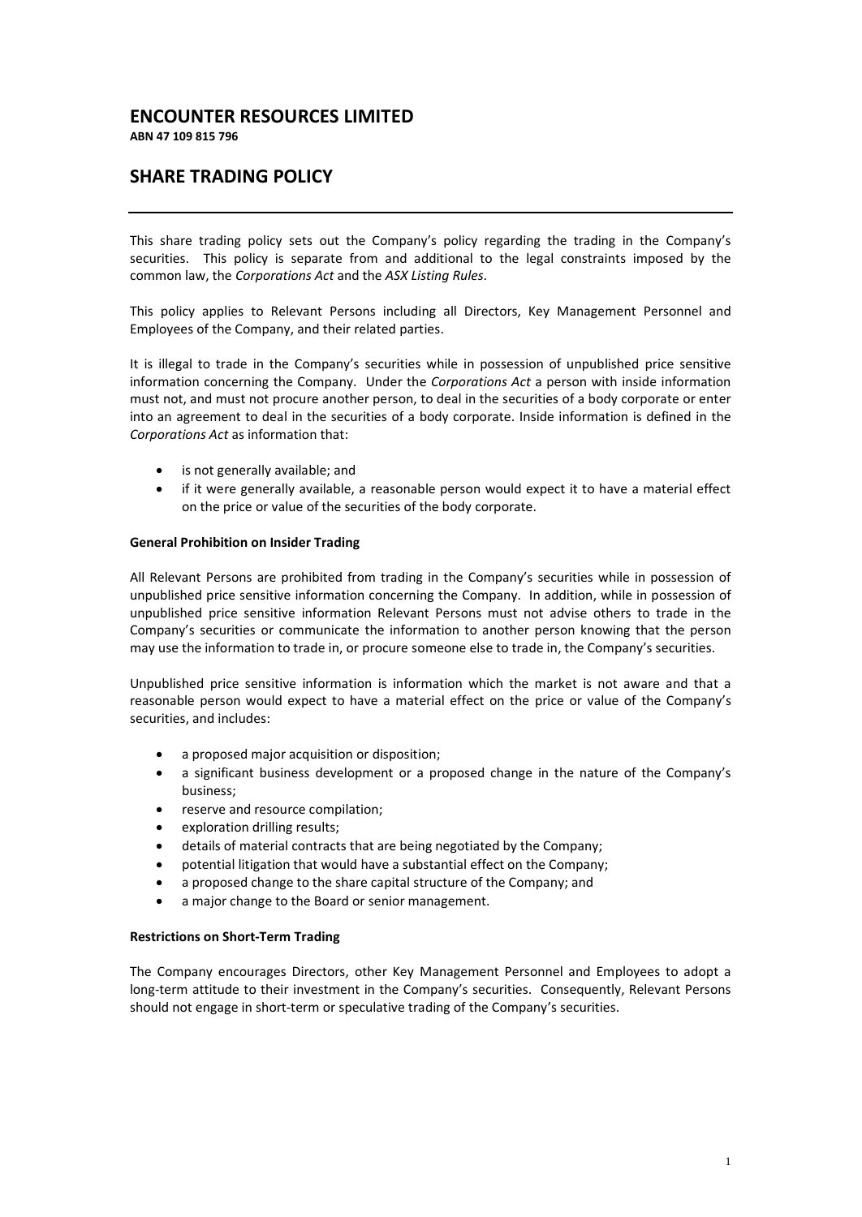# ENCOUNTER RESOURCES LIMITED

**ABN 47 109 815 796**

## SHARE TRADING POLICY

---

This share trading policy sets out the Company's policy regarding the trading in the Company's securities. This policy is separate from and additional to the legal constraints imposed by the common law, the *Corporations Act* and the *ASX Listing Rules*.

This policy applies to Relevant Persons including all Directors, Key Management Personnel and Employees of the Company, and their related parties.

It is illegal to trade in the Company's securities while in possession of unpublished price sensitive information concerning the Company. Under the *Corporations Act* a person with inside information must not, and must not procure another person, to deal in the securities of a body corporate or enter into an agreement to deal in the securities of a body corporate. Inside information is defined in the *Corporations Act* as information that:

- is not generally available; and
- if it were generally available, a reasonable person would expect it to have a material effect on the price or value of the securities of the body corporate.

**General Prohibition on Insider Trading**

All Relevant Persons are prohibited from trading in the Company's securities while in possession of unpublished price sensitive information concerning the Company. In addition, while in possession of unpublished price sensitive information Relevant Persons must not advise others to trade in the Company's securities or communicate the information to another person knowing that the person may use the information to trade in, or procure someone else to trade in, the Company's securities.

Unpublished price sensitive information is information which the market is not aware and that a reasonable person would expect to have a material effect on the price or value of the Company's securities, and includes:

- a proposed major acquisition or disposition;
- a significant business development or a proposed change in the nature of the Company's business;
- reserve and resource compilation;
- exploration drilling results;
- details of material contracts that are being negotiated by the Company;
- potential litigation that would have a substantial effect on the Company;
- a proposed change to the share capital structure of the Company; and
- a major change to the Board or senior management.

**Restrictions on Short-Term Trading**

The Company encourages Directors, other Key Management Personnel and Employees to adopt a long-term attitude to their investment in the Company's securities. Consequently, Relevant Persons should not engage in short-term or speculative trading of the Company's securities.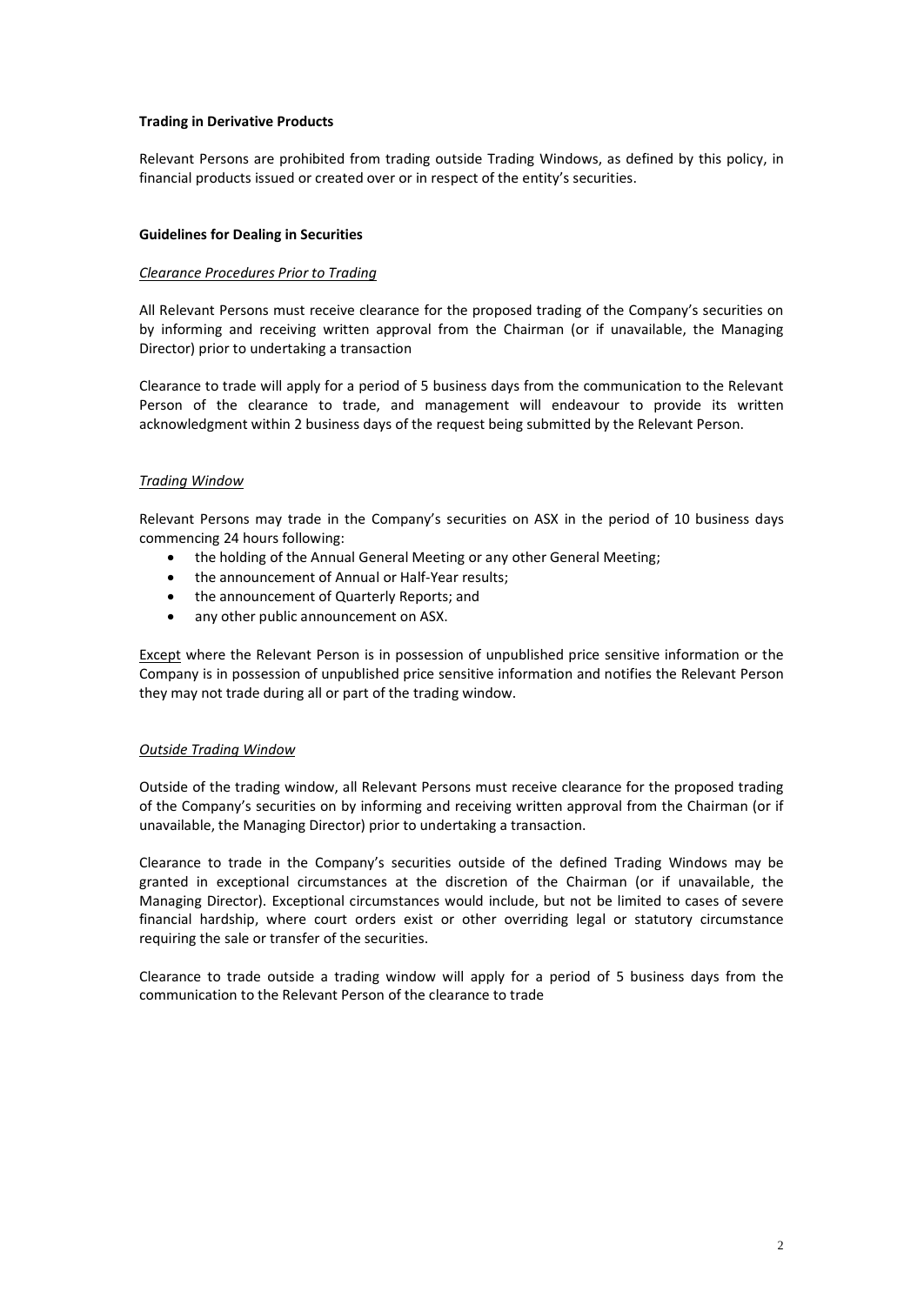**Trading in Derivative Products**

Relevant Persons are prohibited from trading outside Trading Windows, as defined by this policy, in financial products issued or created over or in respect of the entity's securities.

**Guidelines for Dealing in Securities**

*Clearance Procedures Prior to Trading*

All Relevant Persons must receive clearance for the proposed trading of the Company's securities on by informing and receiving written approval from the Chairman (or if unavailable, the Managing Director) prior to undertaking a transaction

Clearance to trade will apply for a period of 5 business days from the communication to the Relevant Person of the clearance to trade, and management will endeavour to provide its written acknowledgment within 2 business days of the request being submitted by the Relevant Person.

*Trading Window*

Relevant Persons may trade in the Company's securities on ASX in the period of 10 business days commencing 24 hours following:

- the holding of the Annual General Meeting or any other General Meeting;
- the announcement of Annual or Half-Year results;
- the announcement of Quarterly Reports; and
- any other public announcement on ASX.

Except where the Relevant Person is in possession of unpublished price sensitive information or the Company is in possession of unpublished price sensitive information and notifies the Relevant Person they may not trade during all or part of the trading window.

*Outside Trading Window*

Outside of the trading window, all Relevant Persons must receive clearance for the proposed trading of the Company's securities on by informing and receiving written approval from the Chairman (or if unavailable, the Managing Director) prior to undertaking a transaction.

Clearance to trade in the Company's securities outside of the defined Trading Windows may be granted in exceptional circumstances at the discretion of the Chairman (or if unavailable, the Managing Director). Exceptional circumstances would include, but not be limited to cases of severe financial hardship, where court orders exist or other overriding legal or statutory circumstance requiring the sale or transfer of the securities.

Clearance to trade outside a trading window will apply for a period of 5 business days from the communication to the Relevant Person of the clearance to trade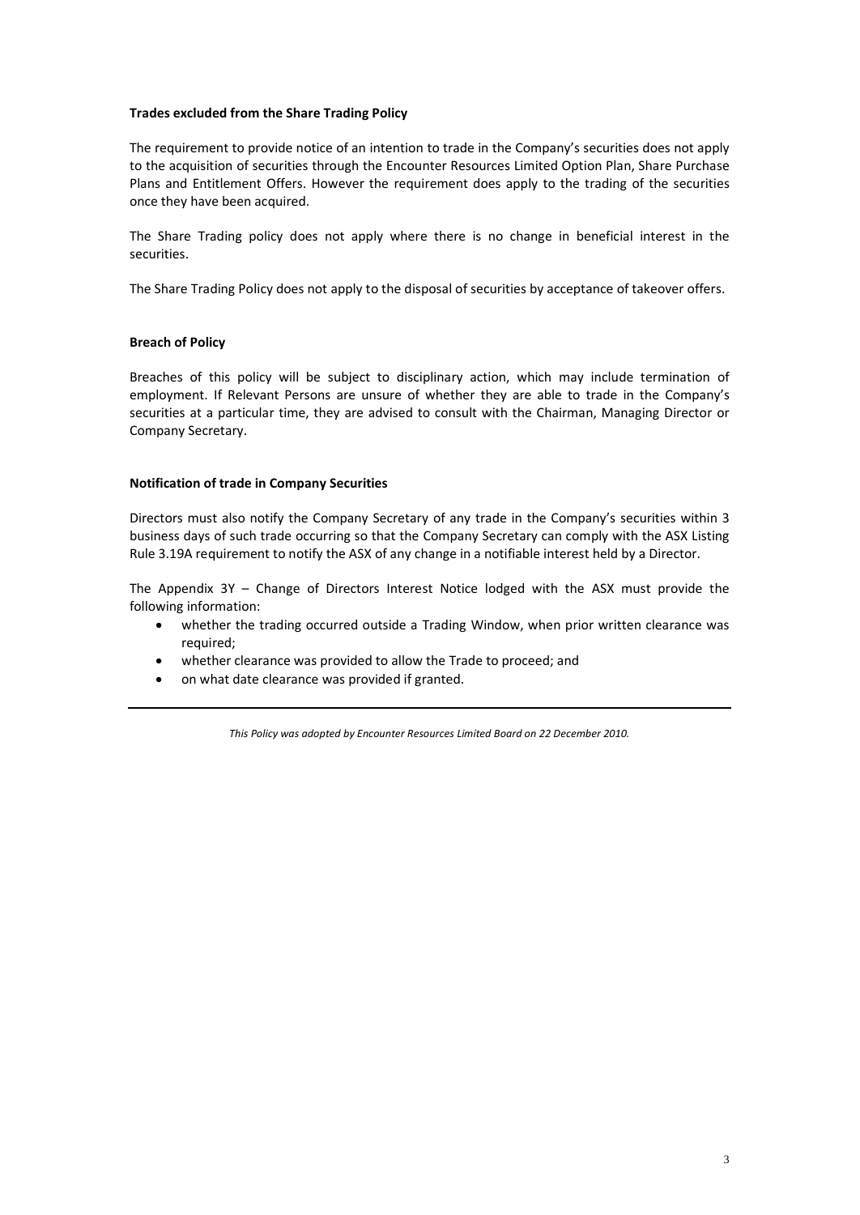**Trades excluded from the Share Trading Policy**

The requirement to provide notice of an intention to trade in the Company's securities does not apply to the acquisition of securities through the Encounter Resources Limited Option Plan, Share Purchase Plans and Entitlement Offers. However the requirement does apply to the trading of the securities once they have been acquired.

The Share Trading policy does not apply where there is no change in beneficial interest in the securities.

The Share Trading Policy does not apply to the disposal of securities by acceptance of takeover offers.

**Breach of Policy**

Breaches of this policy will be subject to disciplinary action, which may include termination of employment. If Relevant Persons are unsure of whether they are able to trade in the Company's securities at a particular time, they are advised to consult with the Chairman, Managing Director or Company Secretary.

**Notification of trade in Company Securities**

Directors must also notify the Company Secretary of any trade in the Company's securities within 3 business days of such trade occurring so that the Company Secretary can comply with the ASX Listing Rule 3.19A requirement to notify the ASX of any change in a notifiable interest held by a Director.

The Appendix 3Y – Change of Directors Interest Notice lodged with the ASX must provide the following information:

- whether the trading occurred outside a Trading Window, when prior written clearance was required;
- whether clearance was provided to allow the Trade to proceed; and
- on what date clearance was provided if granted.

---

*This Policy was adopted by Encounter Resources Limited Board on 22 December 2010.*